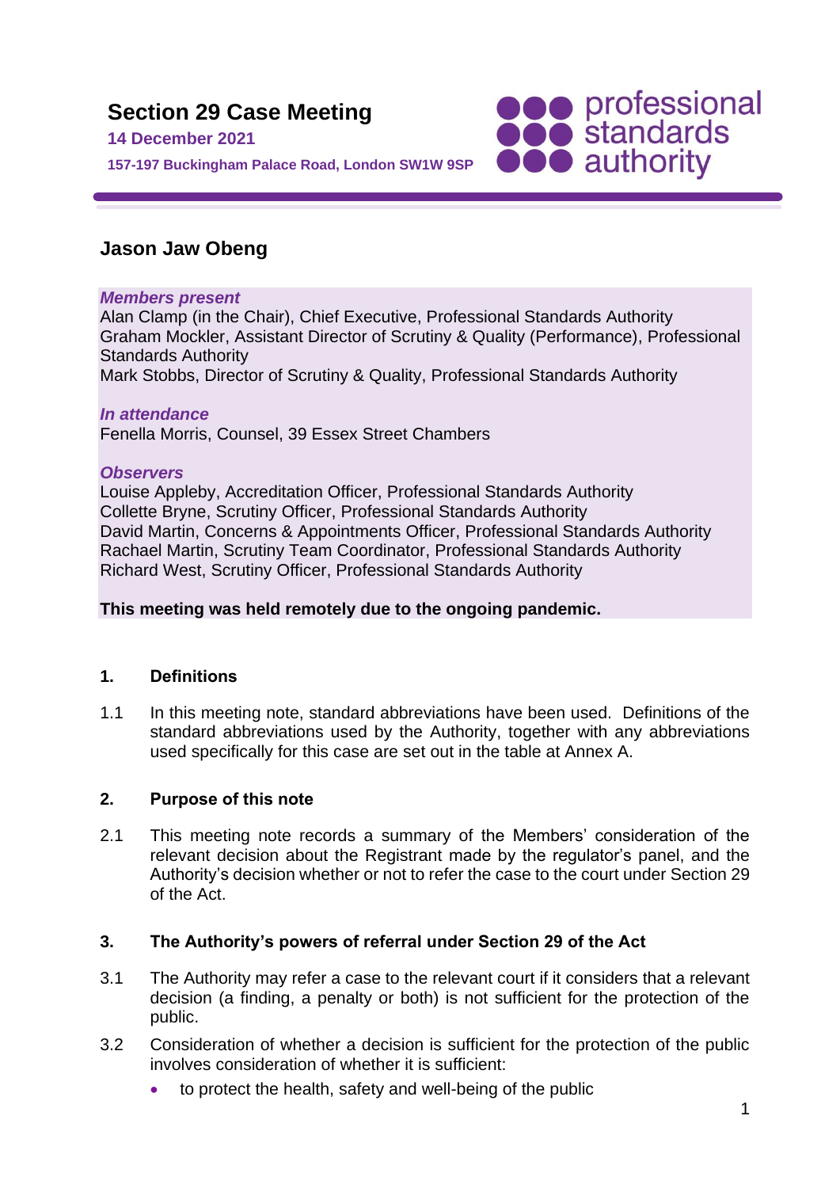# Section 29 Case Meeting

**14 December 2021**

**157-197 Buckingham Palace Road, London SW1W 9SP**

## Jason Jaw Obeng

***Members present***
Alan Clamp (in the Chair), Chief Executive, Professional Standards Authority
Graham Mockler, Assistant Director of Scrutiny & Quality (Performance), Professional Standards Authority
Mark Stobbs, Director of Scrutiny & Quality, Professional Standards Authority

***In attendance***
Fenella Morris, Counsel, 39 Essex Street Chambers

***Observers***
Louise Appleby, Accreditation Officer, Professional Standards Authority
Collette Bryne, Scrutiny Officer, Professional Standards Authority
David Martin, Concerns & Appointments Officer, Professional Standards Authority
Rachael Martin, Scrutiny Team Coordinator, Professional Standards Authority
Richard West, Scrutiny Officer, Professional Standards Authority

**This meeting was held remotely due to the ongoing pandemic.**

### 1. Definitions

1.1 In this meeting note, standard abbreviations have been used. Definitions of the standard abbreviations used by the Authority, together with any abbreviations used specifically for this case are set out in the table at Annex A.

### 2. Purpose of this note

2.1 This meeting note records a summary of the Members' consideration of the relevant decision about the Registrant made by the regulator's panel, and the Authority's decision whether or not to refer the case to the court under Section 29 of the Act.

### 3. The Authority's powers of referral under Section 29 of the Act

3.1 The Authority may refer a case to the relevant court if it considers that a relevant decision (a finding, a penalty or both) is not sufficient for the protection of the public.

3.2 Consideration of whether a decision is sufficient for the protection of the public involves consideration of whether it is sufficient:

- to protect the health, safety and well-being of the public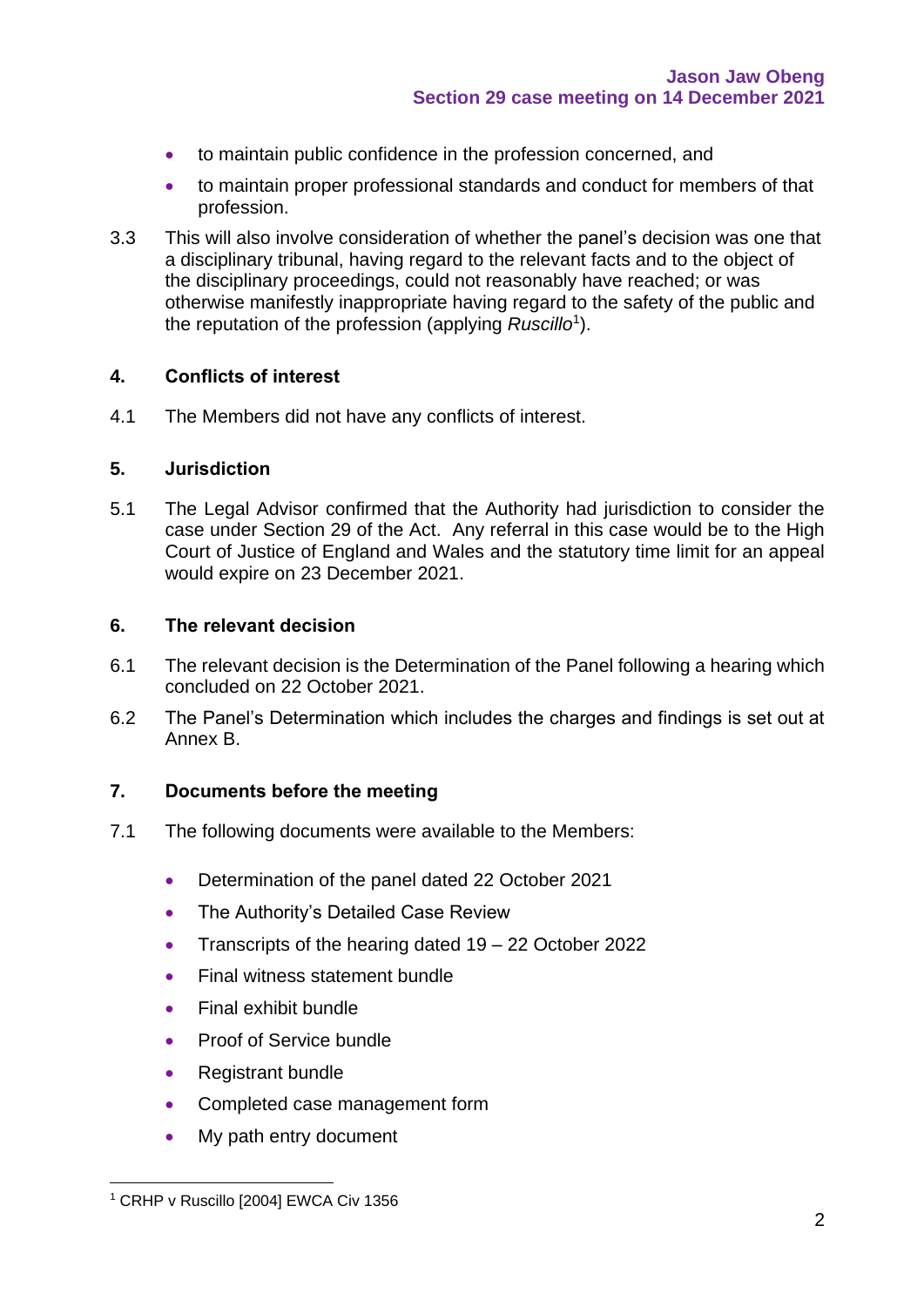- to maintain public confidence in the profession concerned, and
- to maintain proper professional standards and conduct for members of that profession.

3.3 This will also involve consideration of whether the panel's decision was one that a disciplinary tribunal, having regard to the relevant facts and to the object of the disciplinary proceedings, could not reasonably have reached; or was otherwise manifestly inappropriate having regard to the safety of the public and the reputation of the profession (applying *Ruscillo*[1]).

## 4. Conflicts of interest

4.1 The Members did not have any conflicts of interest.

## 5. Jurisdiction

5.1 The Legal Advisor confirmed that the Authority had jurisdiction to consider the case under Section 29 of the Act. Any referral in this case would be to the High Court of Justice of England and Wales and the statutory time limit for an appeal would expire on 23 December 2021.

## 6. The relevant decision

6.1 The relevant decision is the Determination of the Panel following a hearing which concluded on 22 October 2021.

6.2 The Panel's Determination which includes the charges and findings is set out at Annex B.

## 7. Documents before the meeting

7.1 The following documents were available to the Members:

- Determination of the panel dated 22 October 2021
- The Authority's Detailed Case Review
- Transcripts of the hearing dated 19 – 22 October 2022
- Final witness statement bundle
- Final exhibit bundle
- Proof of Service bundle
- Registrant bundle
- Completed case management form
- My path entry document

[1] CRHP v Ruscillo [2004] EWCA Civ 1356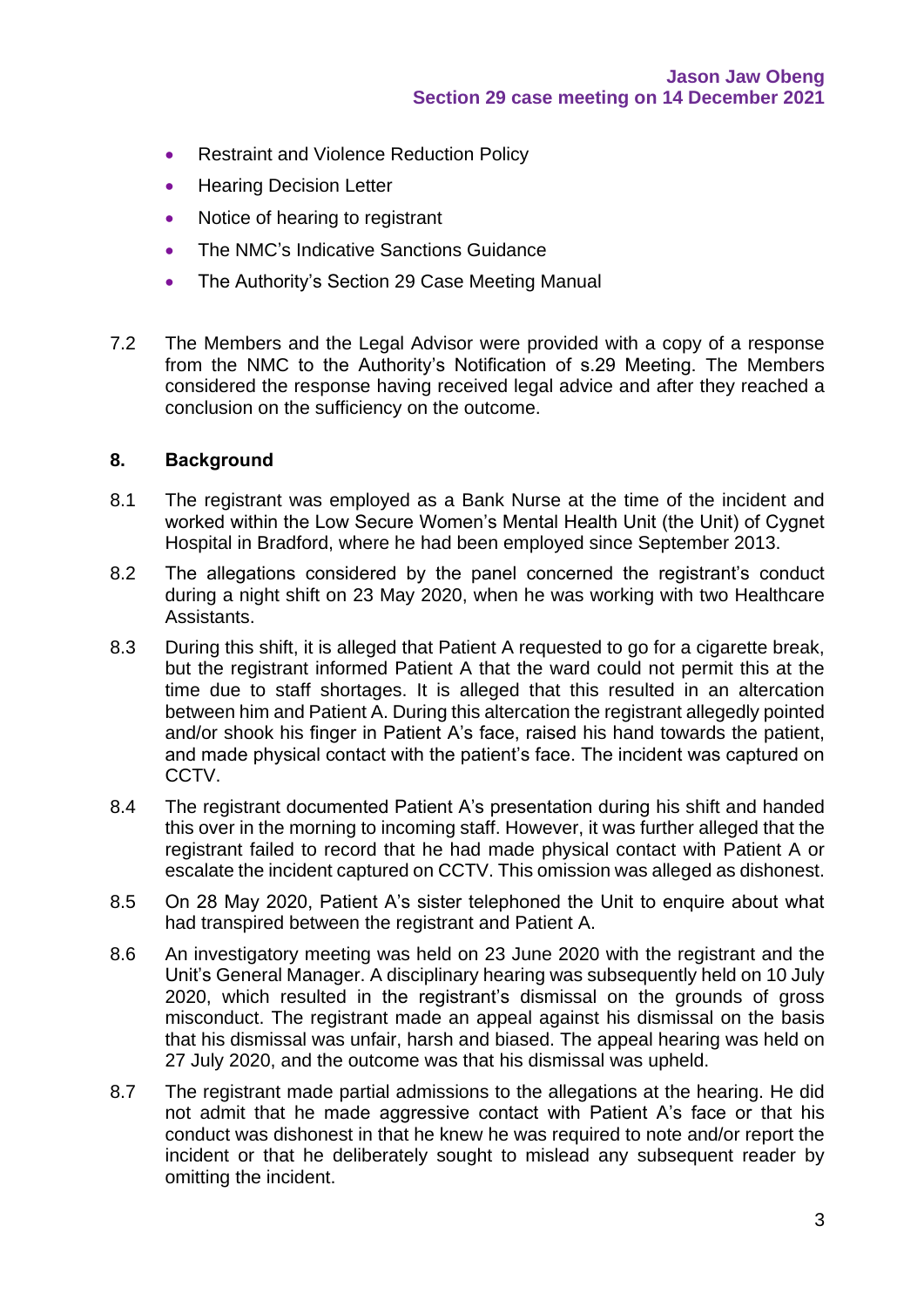- Restraint and Violence Reduction Policy
- Hearing Decision Letter
- Notice of hearing to registrant
- The NMC's Indicative Sanctions Guidance
- The Authority's Section 29 Case Meeting Manual

7.2 The Members and the Legal Advisor were provided with a copy of a response from the NMC to the Authority's Notification of s.29 Meeting. The Members considered the response having received legal advice and after they reached a conclusion on the sufficiency on the outcome.

## 8. Background

8.1 The registrant was employed as a Bank Nurse at the time of the incident and worked within the Low Secure Women's Mental Health Unit (the Unit) of Cygnet Hospital in Bradford, where he had been employed since September 2013.

8.2 The allegations considered by the panel concerned the registrant's conduct during a night shift on 23 May 2020, when he was working with two Healthcare Assistants.

8.3 During this shift, it is alleged that Patient A requested to go for a cigarette break, but the registrant informed Patient A that the ward could not permit this at the time due to staff shortages. It is alleged that this resulted in an altercation between him and Patient A. During this altercation the registrant allegedly pointed and/or shook his finger in Patient A's face, raised his hand towards the patient, and made physical contact with the patient's face. The incident was captured on CCTV.

8.4 The registrant documented Patient A's presentation during his shift and handed this over in the morning to incoming staff. However, it was further alleged that the registrant failed to record that he had made physical contact with Patient A or escalate the incident captured on CCTV. This omission was alleged as dishonest.

8.5 On 28 May 2020, Patient A's sister telephoned the Unit to enquire about what had transpired between the registrant and Patient A.

8.6 An investigatory meeting was held on 23 June 2020 with the registrant and the Unit's General Manager. A disciplinary hearing was subsequently held on 10 July 2020, which resulted in the registrant's dismissal on the grounds of gross misconduct. The registrant made an appeal against his dismissal on the basis that his dismissal was unfair, harsh and biased. The appeal hearing was held on 27 July 2020, and the outcome was that his dismissal was upheld.

8.7 The registrant made partial admissions to the allegations at the hearing. He did not admit that he made aggressive contact with Patient A's face or that his conduct was dishonest in that he knew he was required to note and/or report the incident or that he deliberately sought to mislead any subsequent reader by omitting the incident.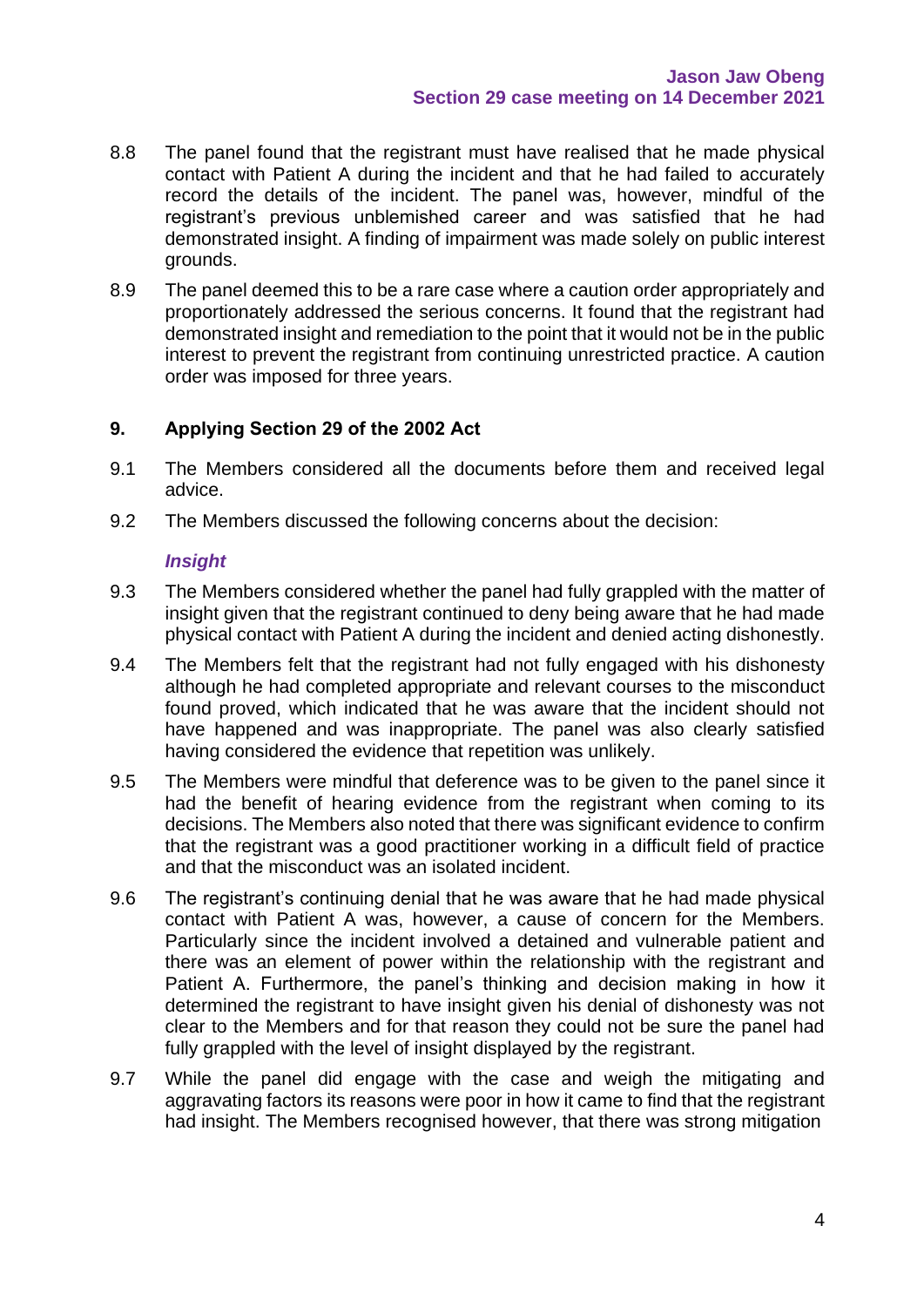8.8 The panel found that the registrant must have realised that he made physical contact with Patient A during the incident and that he had failed to accurately record the details of the incident. The panel was, however, mindful of the registrant's previous unblemished career and was satisfied that he had demonstrated insight. A finding of impairment was made solely on public interest grounds.

8.9 The panel deemed this to be a rare case where a caution order appropriately and proportionately addressed the serious concerns. It found that the registrant had demonstrated insight and remediation to the point that it would not be in the public interest to prevent the registrant from continuing unrestricted practice. A caution order was imposed for three years.

## 9. Applying Section 29 of the 2002 Act

9.1 The Members considered all the documents before them and received legal advice.

9.2 The Members discussed the following concerns about the decision:

***Insight***

9.3 The Members considered whether the panel had fully grappled with the matter of insight given that the registrant continued to deny being aware that he had made physical contact with Patient A during the incident and denied acting dishonestly.

9.4 The Members felt that the registrant had not fully engaged with his dishonesty although he had completed appropriate and relevant courses to the misconduct found proved, which indicated that he was aware that the incident should not have happened and was inappropriate. The panel was also clearly satisfied having considered the evidence that repetition was unlikely.

9.5 The Members were mindful that deference was to be given to the panel since it had the benefit of hearing evidence from the registrant when coming to its decisions. The Members also noted that there was significant evidence to confirm that the registrant was a good practitioner working in a difficult field of practice and that the misconduct was an isolated incident.

9.6 The registrant's continuing denial that he was aware that he had made physical contact with Patient A was, however, a cause of concern for the Members. Particularly since the incident involved a detained and vulnerable patient and there was an element of power within the relationship with the registrant and Patient A. Furthermore, the panel's thinking and decision making in how it determined the registrant to have insight given his denial of dishonesty was not clear to the Members and for that reason they could not be sure the panel had fully grappled with the level of insight displayed by the registrant.

9.7 While the panel did engage with the case and weigh the mitigating and aggravating factors its reasons were poor in how it came to find that the registrant had insight. The Members recognised however, that there was strong mitigation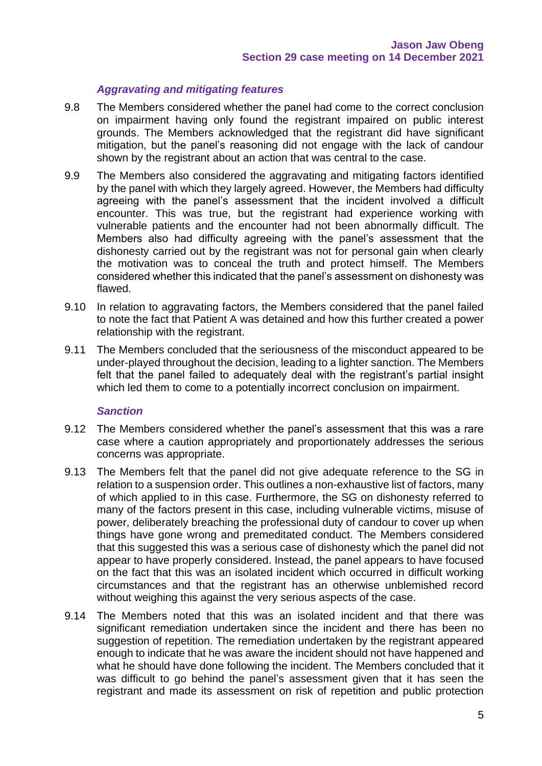### *Aggravating and mitigating features*

9.8 The Members considered whether the panel had come to the correct conclusion on impairment having only found the registrant impaired on public interest grounds. The Members acknowledged that the registrant did have significant mitigation, but the panel's reasoning did not engage with the lack of candour shown by the registrant about an action that was central to the case.

9.9 The Members also considered the aggravating and mitigating factors identified by the panel with which they largely agreed. However, the Members had difficulty agreeing with the panel's assessment that the incident involved a difficult encounter. This was true, but the registrant had experience working with vulnerable patients and the encounter had not been abnormally difficult. The Members also had difficulty agreeing with the panel's assessment that the dishonesty carried out by the registrant was not for personal gain when clearly the motivation was to conceal the truth and protect himself. The Members considered whether this indicated that the panel's assessment on dishonesty was flawed.

9.10 In relation to aggravating factors, the Members considered that the panel failed to note the fact that Patient A was detained and how this further created a power relationship with the registrant.

9.11 The Members concluded that the seriousness of the misconduct appeared to be under-played throughout the decision, leading to a lighter sanction. The Members felt that the panel failed to adequately deal with the registrant's partial insight which led them to come to a potentially incorrect conclusion on impairment.

### *Sanction*

9.12 The Members considered whether the panel's assessment that this was a rare case where a caution appropriately and proportionately addresses the serious concerns was appropriate.

9.13 The Members felt that the panel did not give adequate reference to the SG in relation to a suspension order. This outlines a non-exhaustive list of factors, many of which applied to in this case. Furthermore, the SG on dishonesty referred to many of the factors present in this case, including vulnerable victims, misuse of power, deliberately breaching the professional duty of candour to cover up when things have gone wrong and premeditated conduct. The Members considered that this suggested this was a serious case of dishonesty which the panel did not appear to have properly considered. Instead, the panel appears to have focused on the fact that this was an isolated incident which occurred in difficult working circumstances and that the registrant has an otherwise unblemished record without weighing this against the very serious aspects of the case.

9.14 The Members noted that this was an isolated incident and that there was significant remediation undertaken since the incident and there has been no suggestion of repetition. The remediation undertaken by the registrant appeared enough to indicate that he was aware the incident should not have happened and what he should have done following the incident. The Members concluded that it was difficult to go behind the panel's assessment given that it has seen the registrant and made its assessment on risk of repetition and public protection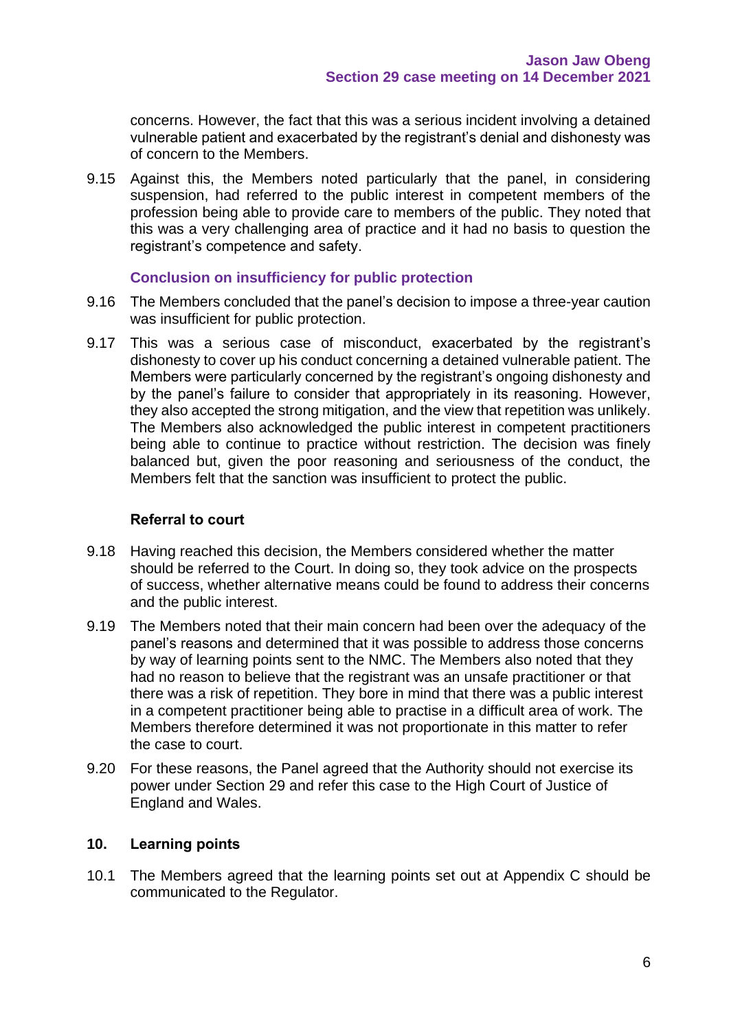concerns. However, the fact that this was a serious incident involving a detained vulnerable patient and exacerbated by the registrant's denial and dishonesty was of concern to the Members.

9.15 Against this, the Members noted particularly that the panel, in considering suspension, had referred to the public interest in competent members of the profession being able to provide care to members of the public. They noted that this was a very challenging area of practice and it had no basis to question the registrant's competence and safety.

### Conclusion on insufficiency for public protection

9.16 The Members concluded that the panel's decision to impose a three-year caution was insufficient for public protection.

9.17 This was a serious case of misconduct, exacerbated by the registrant's dishonesty to cover up his conduct concerning a detained vulnerable patient. The Members were particularly concerned by the registrant's ongoing dishonesty and by the panel's failure to consider that appropriately in its reasoning. However, they also accepted the strong mitigation, and the view that repetition was unlikely. The Members also acknowledged the public interest in competent practitioners being able to continue to practice without restriction. The decision was finely balanced but, given the poor reasoning and seriousness of the conduct, the Members felt that the sanction was insufficient to protect the public.

### Referral to court

9.18 Having reached this decision, the Members considered whether the matter should be referred to the Court. In doing so, they took advice on the prospects of success, whether alternative means could be found to address their concerns and the public interest.

9.19 The Members noted that their main concern had been over the adequacy of the panel's reasons and determined that it was possible to address those concerns by way of learning points sent to the NMC. The Members also noted that they had no reason to believe that the registrant was an unsafe practitioner or that there was a risk of repetition. They bore in mind that there was a public interest in a competent practitioner being able to practise in a difficult area of work. The Members therefore determined it was not proportionate in this matter to refer the case to court.

9.20 For these reasons, the Panel agreed that the Authority should not exercise its power under Section 29 and refer this case to the High Court of Justice of England and Wales.

## 10. Learning points

10.1 The Members agreed that the learning points set out at Appendix C should be communicated to the Regulator.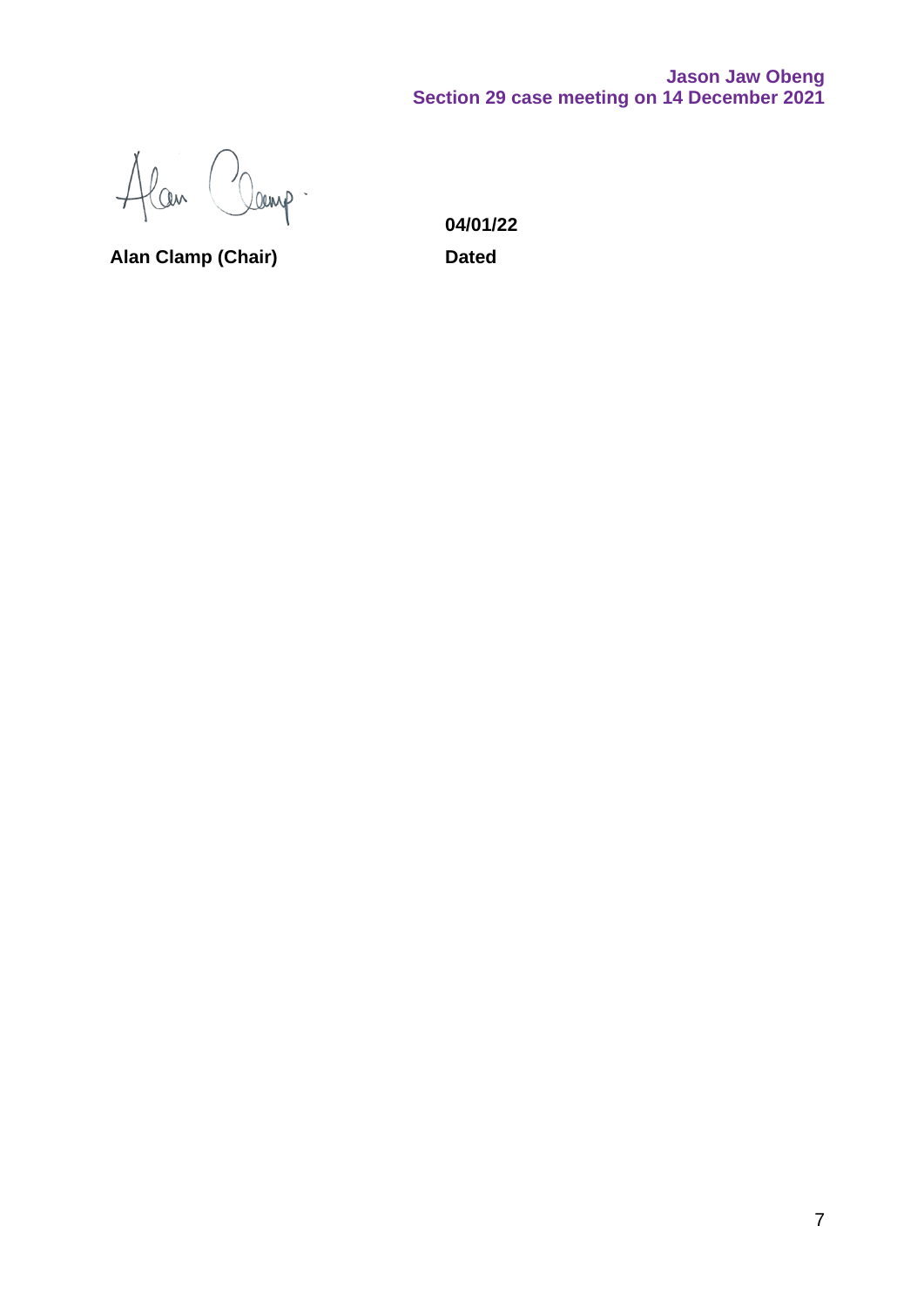Alan Clamp (Chair) | 04/01/22 Dated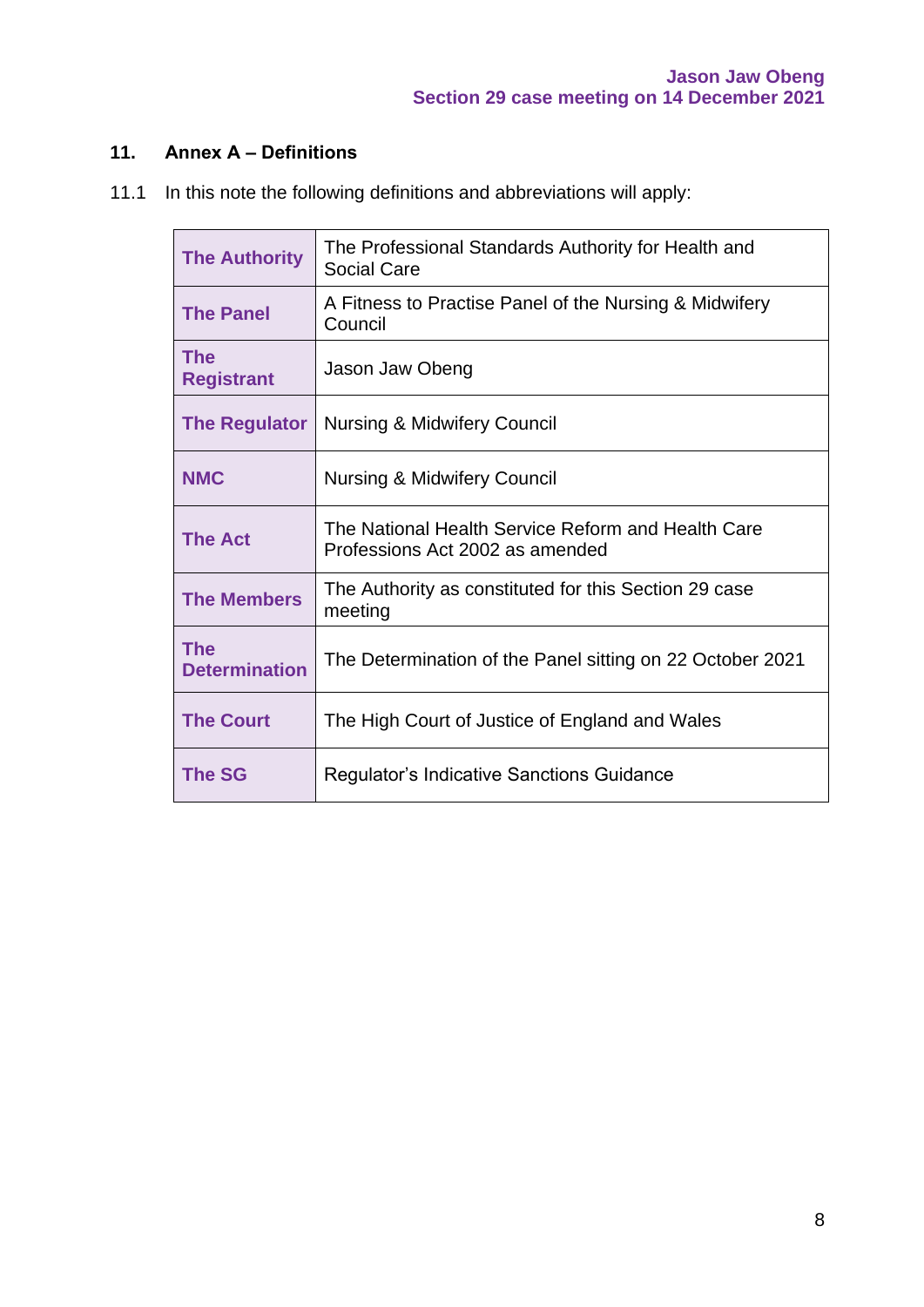## 11. Annex A – Definitions

11.1 In this note the following definitions and abbreviations will apply:

| | |
|---|---|
| **The Authority** | The Professional Standards Authority for Health and Social Care |
| **The Panel** | A Fitness to Practise Panel of the Nursing & Midwifery Council |
| **The Registrant** | Jason Jaw Obeng |
| **The Regulator** | Nursing & Midwifery Council |
| **NMC** | Nursing & Midwifery Council |
| **The Act** | The National Health Service Reform and Health Care Professions Act 2002 as amended |
| **The Members** | The Authority as constituted for this Section 29 case meeting |
| **The Determination** | The Determination of the Panel sitting on 22 October 2021 |
| **The Court** | The High Court of Justice of England and Wales |
| **The SG** | Regulator's Indicative Sanctions Guidance |